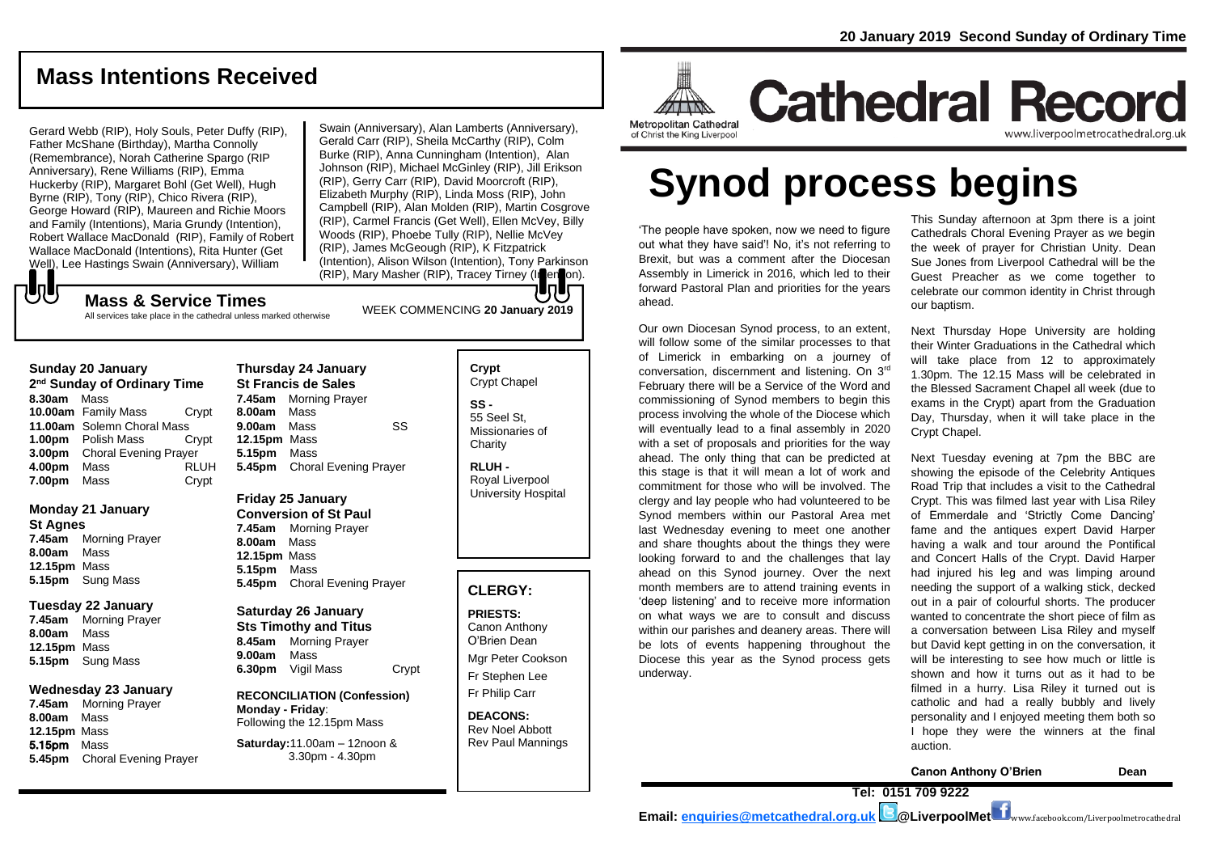20 January 2019 Second Sunday of Ordinary Time

## Mass Intentions Received

Gerard Webb (RIP), Holy Souls, Peter Duffy (RIP), Father McShane (Birthday), Martha Connolly (Remembrance), Norah Catherine Spargo (RIP Anniversary), Rene Williams (RIP), Emma Huckerby (RIP), Margaret Bohl (Get Well), Hugh Byrne (RIP), Tony (RIP), Chico Rivera (RIP), George Howard (RIP), Maureen and Richie Moors and Family (Intentions), Maria Grundy (Intention), Robert Wallace MacDonald (RIP), Family of Robert Wallace MacDonald (Intentions), Rita Hunter (Get Well), Lee Hastings Swain (Anniversary), William Swain (Anniversary), Alan Lamberts (Anniversary), Gerald Carr (RIP), Sheila McCarthy (RIP), Colm Burke (RIP), Anna Cunningham (Intention), Alan Johnson (RIP), Michael McGinley (RIP), Jill Erikson (RIP), Gerry Carr (RIP), David Moorcroft (RIP), Elizabeth Murphy (RIP), Linda Moss (RIP), John Campbell (RIP), Alan Molden (RIP), Martin Cosgrove (RIP), Carmel Francis (Get Well), Ellen McVey, Billy Woods (RIP), Phoebe Tully (RIP), Nellie McVey (RIP), James McGeough (RIP), K Fitzpatrick (Intention), Alison Wilson (Intention), Tony Parkinson (RIP), Mary Masher (RIP), Tracey Tirney (Intention).

## Mass & Service Times

All services take place in the cathedral unless marked otherwise

WEEK COMMENCING **20 January 2019**

### Sunday 20 January
**2nd Sunday of Ordinary Time**

**8.30am** Mass
**10.00am** Family Mass Crypt
**11.00am** Solemn Choral Mass
**1.00pm** Polish Mass Crypt
**3.00pm** Choral Evening Prayer
**4.00pm** Mass RLUH
**7.00pm** Mass Crypt

### Monday 21 January
**St Agnes**

**7.45am** Morning Prayer
**8.00am** Mass
**12.15pm** Mass
**5.15pm** Sung Mass

### Tuesday 22 January

**7.45am** Morning Prayer
**8.00am** Mass
**12.15pm** Mass
**5.15pm** Sung Mass

### Wednesday 23 January

**7.45am** Morning Prayer
**8.00am** Mass
**12.15pm** Mass
**5.15pm** Mass
**5.45pm** Choral Evening Prayer

### Thursday 24 January
**St Francis de Sales**

**7.45am** Morning Prayer
**8.00am** Mass
**9.00am** Mass SS
**12.15pm** Mass
**5.15pm** Mass
**5.45pm** Choral Evening Prayer

### Friday 25 January
**Conversion of St Paul**

**7.45am** Morning Prayer
**8.00am** Mass
**12.15pm** Mass
**5.15pm** Mass
**5.45pm** Choral Evening Prayer

### Saturday 26 January
**Sts Timothy and Titus**

**8.45am** Morning Prayer
**9.00am** Mass
**6.30pm** Vigil Mass Crypt

**RECONCILIATION (Confession)**
**Monday - Friday**: Following the 12.15pm Mass

**Saturday:** 11.00am – 12noon & 3.30pm - 4.30pm

**Crypt**
Crypt Chapel

**SS -**
55 Seel St, Missionaries of Charity

**RLUH -**
Royal Liverpool University Hospital

## CLERGY:

**PRIESTS:**
Canon Anthony O'Brien Dean
Mgr Peter Cookson
Fr Stephen Lee
Fr Philip Carr

**DEACONS:**
Rev Noel Abbott
Rev Paul Mannings

Metropolitan Cathedral of Christ the King Liverpool

# Cathedral Record

www.liverpoolmetrocathedral.org.uk

# Synod process begins

'The people have spoken, now we need to figure out what they have said'! No, it's not referring to Brexit, but was a comment after the Diocesan Assembly in Limerick in 2016, which led to their forward Pastoral Plan and priorities for the years ahead.

Our own Diocesan Synod process, to an extent, will follow some of the similar processes to that of Limerick in embarking on a journey of conversation, discernment and listening. On 3rd February there will be a Service of the Word and commissioning of Synod members to begin this process involving the whole of the Diocese which will eventually lead to a final assembly in 2020 with a set of proposals and priorities for the way ahead. The only thing that can be predicted at this stage is that it will mean a lot of work and commitment for those who will be involved. The clergy and lay people who had volunteered to be Synod members within our Pastoral Area met last Wednesday evening to meet one another and share thoughts about the things they were looking forward to and the challenges that lay ahead on this Synod journey. Over the next month members are to attend training events in 'deep listening' and to receive more information on what ways we are to consult and discuss within our parishes and deanery areas. There will be lots of events happening throughout the Diocese this year as the Synod process gets underway.

This Sunday afternoon at 3pm there is a joint Cathedrals Choral Evening Prayer as we begin the week of prayer for Christian Unity. Dean Sue Jones from Liverpool Cathedral will be the Guest Preacher as we come together to celebrate our common identity in Christ through our baptism.

Next Thursday Hope University are holding their Winter Graduations in the Cathedral which will take place from 12 to approximately 1.30pm. The 12.15 Mass will be celebrated in the Blessed Sacrament Chapel all week (due to exams in the Crypt) apart from the Graduation Day, Thursday, when it will take place in the Crypt Chapel.

Next Tuesday evening at 7pm the BBC are showing the episode of the Celebrity Antiques Road Trip that includes a visit to the Cathedral Crypt. This was filmed last year with Lisa Riley of Emmerdale and 'Strictly Come Dancing' fame and the antiques expert David Harper having a walk and tour around the Pontifical and Concert Halls of the Crypt. David Harper had injured his leg and was limping around needing the support of a walking stick, decked out in a pair of colourful shorts. The producer wanted to concentrate the short piece of film as a conversation between Lisa Riley and myself but David kept getting in on the conversation, it will be interesting to see how much or little is shown and how it turns out as it had to be filmed in a hurry. Lisa Riley it turned out is catholic and had a really bubbly and lively personality and I enjoyed meeting them both so I hope they were the winners at the final auction.

**Canon Anthony O'Brien Dean**

**Tel: 0151 709 9222**

**Email: enquiries@metcathedral.org.uk @LiverpoolMet** www.facebook.com/Liverpoolmetrocathedral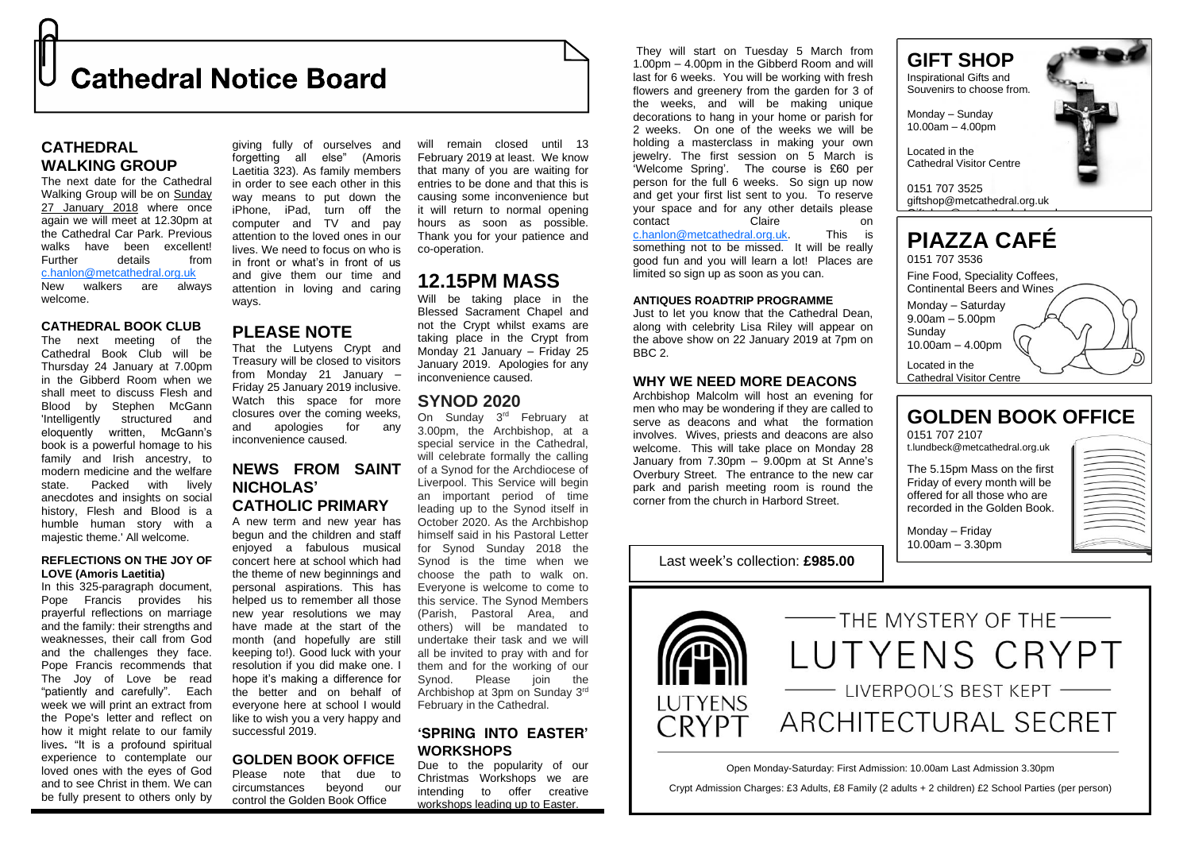# Cathedral Notice Board

## CATHEDRAL WALKING GROUP

The next date for the Cathedral Walking Group will be on Sunday 27 January 2018 where once again we will meet at 12.30pm at the Cathedral Car Park. Previous walks have been excellent! Further details from c.hanlon@metcathedral.org.uk

New walkers are always welcome.

### CATHEDRAL BOOK CLUB

The next meeting of the Cathedral Book Club will be Thursday 24 January at 7.00pm in the Gibberd Room when we shall meet to discuss Flesh and Blood by Stephen McGann 'Intelligently structured and eloquently written, McGann's book is a powerful homage to his family and Irish ancestry, to modern medicine and the welfare state. Packed with lively anecdotes and insights on social history, Flesh and Blood is a humble human story with a majestic theme.' All welcome.

#### REFLECTIONS ON THE JOY OF LOVE (Amoris Laetitia)

In this 325-paragraph document, Pope Francis provides his prayerful reflections on marriage and the family: their strengths and weaknesses, their call from God and the challenges they face. Pope Francis recommends that The Joy of Love be read "patiently and carefully". Each week we will print an extract from the Pope's letter and reflect on how it might relate to our family lives**.** "It is a profound spiritual experience to contemplate our loved ones with the eyes of God and to see Christ in them. We can be fully present to others only by giving fully of ourselves and forgetting all else" (Amoris Laetitia 323). As family members in order to see each other in this way means to put down the iPhone, iPad, turn off the computer and TV and pay attention to the loved ones in our lives. We need to focus on who is in front or what's in front of us and give them our time and attention in loving and caring ways.

## PLEASE NOTE

That the Lutyens Crypt and Treasury will be closed to visitors from Monday 21 January – Friday 25 January 2019 inclusive. Watch this space for more closures over the coming weeks, and apologies for any inconvenience caused.

## NEWS FROM SAINT NICHOLAS' CATHOLIC PRIMARY

A new term and new year has begun and the children and staff enjoyed a fabulous musical concert here at school which had the theme of new beginnings and personal aspirations. This has helped us to remember all those new year resolutions we may have made at the start of the month (and hopefully are still keeping to!). Good luck with your resolution if you did make one. I hope it's making a difference for the better and on behalf of everyone here at school I would like to wish you a very happy and successful 2019.

### GOLDEN BOOK OFFICE

Please note that due to circumstances beyond our control the Golden Book Office will remain closed until 13 February 2019 at least. We know that many of you are waiting for entries to be done and that this is causing some inconvenience but it will return to normal opening hours as soon as possible. Thank you for your patience and co-operation.

## 12.15PM MASS

Will be taking place in the Blessed Sacrament Chapel and not the Crypt whilst exams are taking place in the Crypt from Monday 21 January – Friday 25 January 2019. Apologies for any inconvenience caused.

## SYNOD 2020

On Sunday 3rd February at 3.00pm, the Archbishop, at a special service in the Cathedral, will celebrate formally the calling of a Synod for the Archdiocese of Liverpool. This Service will begin an important period of time leading up to the Synod itself in October 2020. As the Archbishop himself said in his Pastoral Letter for Synod Sunday 2018 the Synod is the time when we choose the path to walk on. Everyone is welcome to come to this service. The Synod Members (Parish, Pastoral Area, and others) will be mandated to undertake their task and we will all be invited to pray with and for them and for the working of our Synod. Please join the Archbishop at 3pm on Sunday 3rd February in the Cathedral.

### 'SPRING INTO EASTER' WORKSHOPS

Due to the popularity of our Christmas Workshops we are intending to offer creative workshops leading up to Easter. They will start on Tuesday 5 March from 1.00pm – 4.00pm in the Gibberd Room and will last for 6 weeks. You will be working with fresh flowers and greenery from the garden for 3 of the weeks, and will be making unique decorations to hang in your home or parish for 2 weeks. On one of the weeks we will be holding a masterclass in making your own jewelry. The first session on 5 March is 'Welcome Spring'. The course is £60 per person for the full 6 weeks. So sign up now and get your first list sent to you. To reserve your space and for any other details please contact Claire on c.hanlon@metcathedral.org.uk. This is something not to be missed. It will be really good fun and you will learn a lot! Places are limited so sign up as soon as you can.

#### ANTIQUES ROADTRIP PROGRAMME

Just to let you know that the Cathedral Dean, along with celebrity Lisa Riley will appear on the above show on 22 January 2019 at 7pm on BBC 2.

### WHY WE NEED MORE DEACONS

Archbishop Malcolm will host an evening for men who may be wondering if they are called to serve as deacons and what the formation involves. Wives, priests and deacons are also welcome. This will take place on Monday 28 January from 7.30pm – 9.00pm at St Anne's Overbury Street. The entrance to the new car park and parish meeting room is round the corner from the church in Harbord Street.

Last week's collection: **£985.00**

## GIFT SHOP

Inspirational Gifts and Souvenirs to choose from.

Monday – Sunday
10.00am – 4.00pm

Located in the Cathedral Visitor Centre

0151 707 3525
giftshop@metcathedral.org.uk

## PIAZZA CAFÉ

0151 707 3536

Fine Food, Speciality Coffees, Continental Beers and Wines

Monday – Saturday
9.00am – 5.00pm
Sunday
10.00am – 4.00pm

Located in the Cathedral Visitor Centre

## GOLDEN BOOK OFFICE

0151 707 2107
t.lundbeck@metcathedral.org.uk

The 5.15pm Mass on the first Friday of every month will be offered for all those who are recorded in the Golden Book.

Monday – Friday
10.00am – 3.30pm

LUTYENS CRYPT

THE MYSTERY OF THE LUTYENS CRYPT — LIVERPOOL'S BEST KEPT — ARCHITECTURAL SECRET

Open Monday-Saturday: First Admission: 10.00am Last Admission 3.30pm

Crypt Admission Charges: £3 Adults, £8 Family (2 adults + 2 children) £2 School Parties (per person)